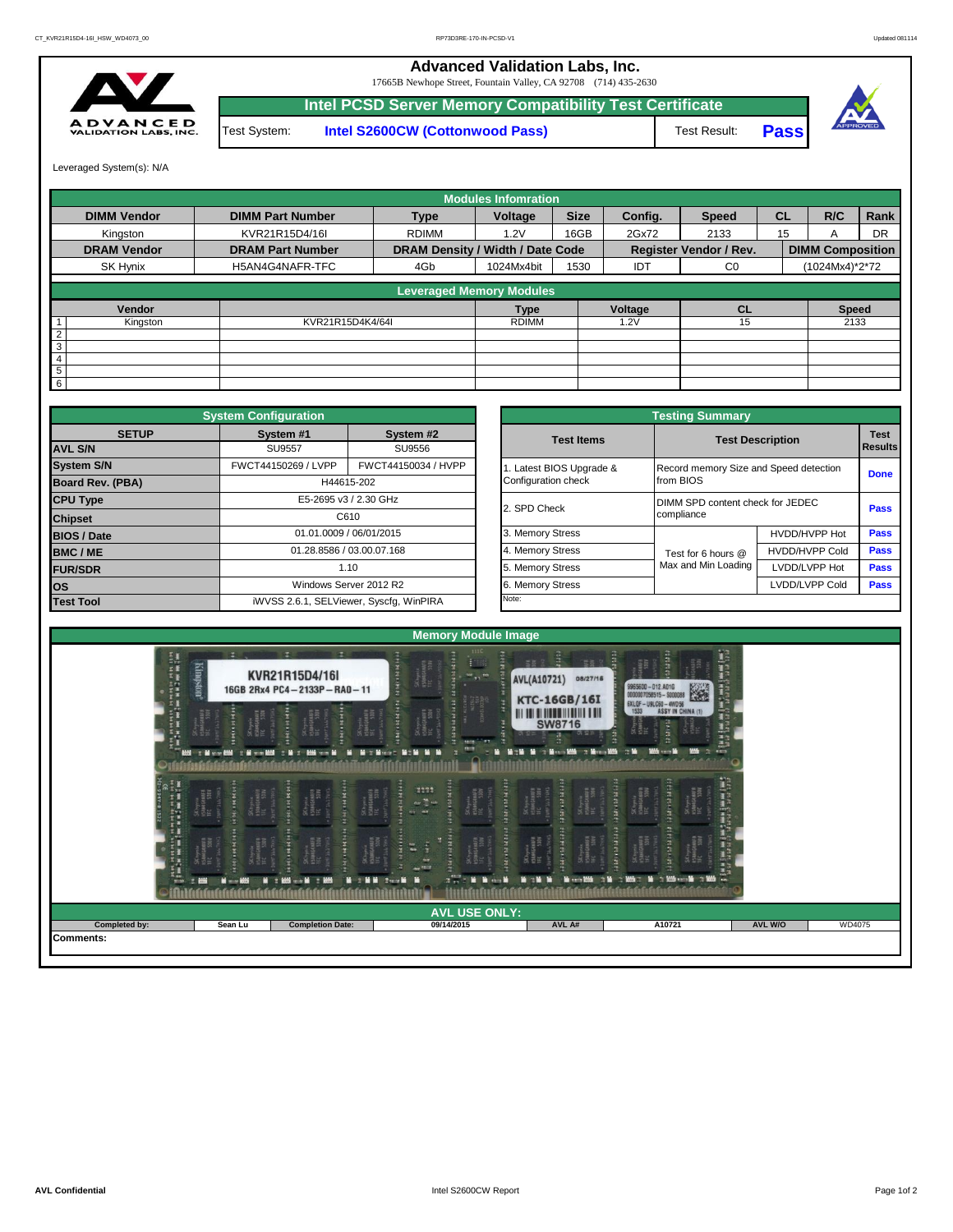# Advanced Validation Labs, Inc.

17665B Newhope Street, Fountain Valley, CA 92708 (714) 435-2630

## Intel PCSD Server Memory Compatibility Test Certificate

| Test System: | Intel S2600CW (Cottonwood Pass) | Test Result: | Pass |
|---|---|---|---|

Leveraged System(s): N/A

### Modules Infomration

| DIMM Vendor | DIMM Part Number | Type | Voltage | Size | Config. | Speed | CL | R/C | Rank |
|---|---|---|---|---|---|---|---|---|---|
| Kingston | KVR21R15D4/16I | RDIMM | 1.2V | 16GB | 2Gx72 | 2133 | 15 | A | DR |
| **DRAM Vendor** | **DRAM Part Number** | **DRAM Density / Width / Date Code** | | | **Register Vendor / Rev.** | | **DIMM Composition** | | |
| SK Hynix | H5AN4G4NAFR-TFC | 4Gb | 1024Mx4bit | 1530 | IDT | C0 | (1024Mx4)*2*72 | | |

### Leveraged Memory Modules

| | Vendor | | Type | Voltage | CL | Speed |
|---|---|---|---|---|---|---|
| 1 | Kingston | KVR21R15D4K4/64I | RDIMM | 1.2V | 15 | 2133 |
| 2 | | | | | | |
| 3 | | | | | | |
| 4 | | | | | | |
| 5 | | | | | | |
| 6 | | | | | | |

### System Configuration

| SETUP | System #1 | System #2 |
|---|---|---|
| AVL S/N | SU9557 | SU9556 |
| System S/N | FWCT44150269 / LVPP | FWCT44150034 / HVPP |
| Board Rev. (PBA) | H44615-202 | |
| CPU Type | E5-2695 v3 / 2.30 GHz | |
| Chipset | C610 | |
| BIOS / Date | 01.01.0009 / 06/01/2015 | |
| BMC / ME | 01.28.8586 / 03.00.07.168 | |
| FUR/SDR | 1.10 | |
| OS | Windows Server 2012 R2 | |
| Test Tool | iWVSS 2.6.1, SELViewer, Syscfg, WinPIRA | |

### Testing Summary

| Test Items | Test Description | | Test Results |
|---|---|---|---|
| 1. Latest BIOS Upgrade & Configuration check | Record memory Size and Speed detection from BIOS | | Done |
| 2. SPD Check | DIMM SPD content check for JEDEC compliance | | Pass |
| 3. Memory Stress | Test for 6 hours @ Max and Min Loading | HVDD/HVPP Hot | Pass |
| 4. Memory Stress | | HVDD/HVPP Cold | Pass |
| 5. Memory Stress | | LVDD/LVPP Hot | Pass |
| 6. Memory Stress | | LVDD/LVPP Cold | Pass |

Note:

### Memory Module Image

### AVL USE ONLY:

| Completed by: | Sean Lu | Completion Date: | 09/14/2015 | AVL A# | A10721 | AVL W/O | WD4075 |
|---|---|---|---|---|---|---|---|

Comments: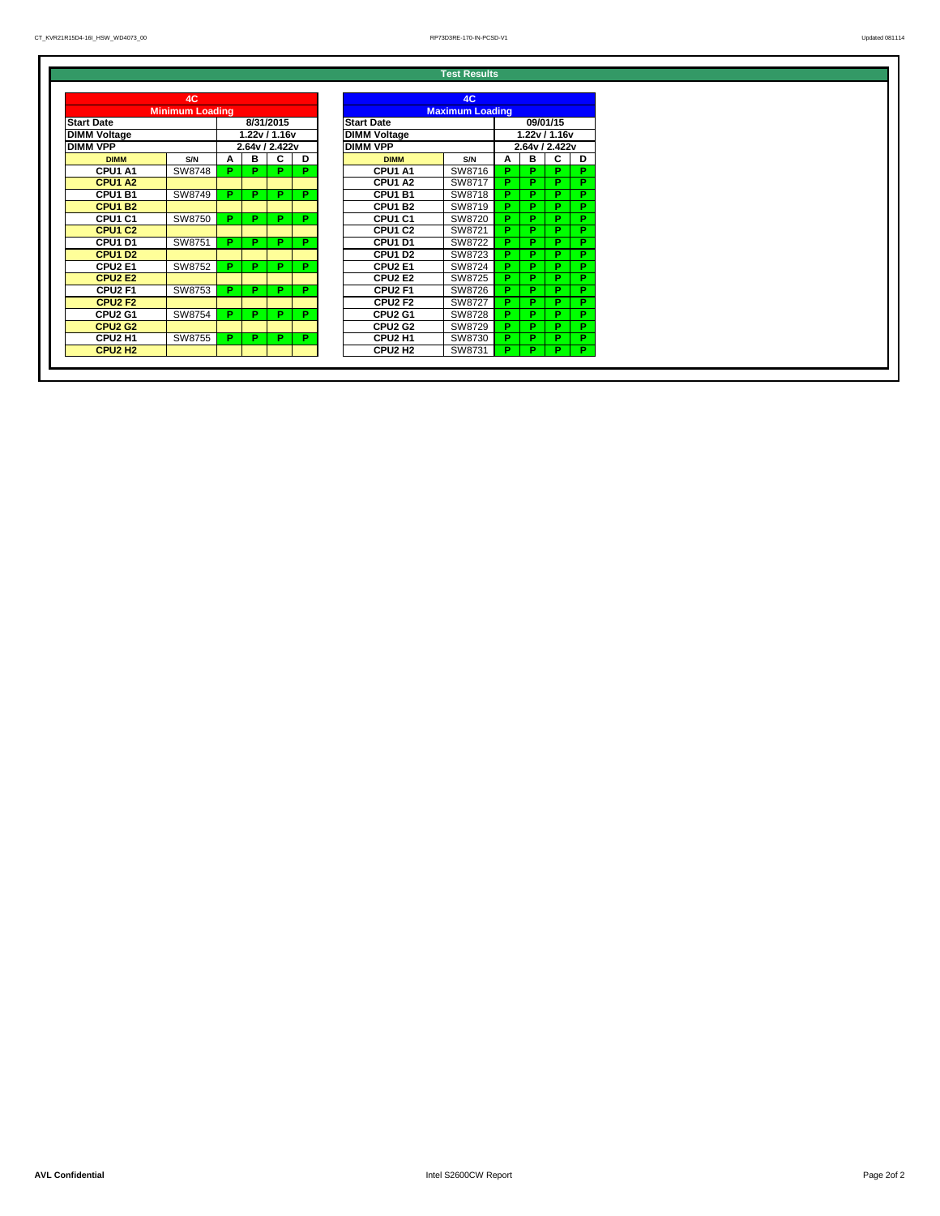## Test Results

| 4C Minimum Loading | | | | | |
|---|---|---|---|---|---|
| **Start Date** | | 8/31/2015 | | | |
| **DIMM Voltage** | | 1.22v / 1.16v | | | |
| **DIMM VPP** | | 2.64v / 2.422v | | | |
| **DIMM** | **S/N** | **A** | **B** | **C** | **D** |
| CPU1 A1 | SW8748 | P | P | P | P |
| CPU1 A2 | | | | | |
| CPU1 B1 | SW8749 | P | P | P | P |
| CPU1 B2 | | | | | |
| CPU1 C1 | SW8750 | P | P | P | P |
| CPU1 C2 | | | | | |
| CPU1 D1 | SW8751 | P | P | P | P |
| CPU1 D2 | | | | | |
| CPU2 E1 | SW8752 | P | P | P | P |
| CPU2 E2 | | | | | |
| CPU2 F1 | SW8753 | P | P | P | P |
| CPU2 F2 | | | | | |
| CPU2 G1 | SW8754 | P | P | P | P |
| CPU2 G2 | | | | | |
| CPU2 H1 | SW8755 | P | P | P | P |
| CPU2 H2 | | | | | |

| 4C Maximum Loading | | | | | |
|---|---|---|---|---|---|
| **Start Date** | | 09/01/15 | | | |
| **DIMM Voltage** | | 1.22v / 1.16v | | | |
| **DIMM VPP** | | 2.64v / 2.422v | | | |
| **DIMM** | **S/N** | **A** | **B** | **C** | **D** |
| CPU1 A1 | SW8716 | P | P | P | P |
| CPU1 A2 | SW8717 | P | P | P | P |
| CPU1 B1 | SW8718 | P | P | P | P |
| CPU1 B2 | SW8719 | P | P | P | P |
| CPU1 C1 | SW8720 | P | P | P | P |
| CPU1 C2 | SW8721 | P | P | P | P |
| CPU1 D1 | SW8722 | P | P | P | P |
| CPU1 D2 | SW8723 | P | P | P | P |
| CPU2 E1 | SW8724 | P | P | P | P |
| CPU2 E2 | SW8725 | P | P | P | P |
| CPU2 F1 | SW8726 | P | P | P | P |
| CPU2 F2 | SW8727 | P | P | P | P |
| CPU2 G1 | SW8728 | P | P | P | P |
| CPU2 G2 | SW8729 | P | P | P | P |
| CPU2 H1 | SW8730 | P | P | P | P |
| CPU2 H2 | SW8731 | P | P | P | P |